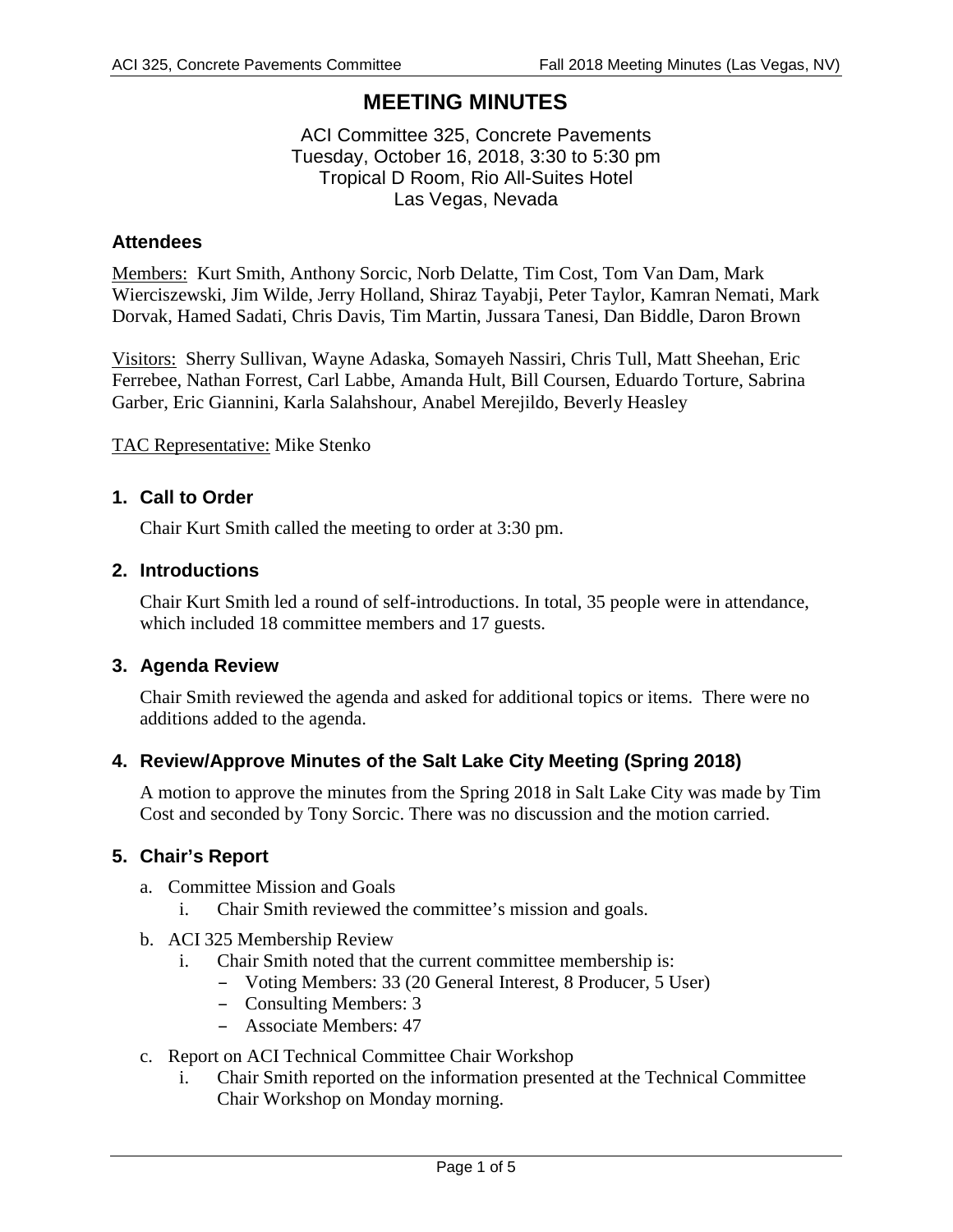# MEETING MINUTES

ACI Committee 325, Concrete Pavements
Tuesday, October 16, 2018, 3:30 to 5:30 pm
Tropical D Room, Rio All-Suites Hotel
Las Vegas, Nevada

## Attendees

Members: Kurt Smith, Anthony Sorcic, Norb Delatte, Tim Cost, Tom Van Dam, Mark Wierciszewski, Jim Wilde, Jerry Holland, Shiraz Tayabji, Peter Taylor, Kamran Nemati, Mark Dorvak, Hamed Sadati, Chris Davis, Tim Martin, Jussara Tanesi, Dan Biddle, Daron Brown

Visitors: Sherry Sullivan, Wayne Adaska, Somayeh Nassiri, Chris Tull, Matt Sheehan, Eric Ferrebee, Nathan Forrest, Carl Labbe, Amanda Hult, Bill Coursen, Eduardo Torture, Sabrina Garber, Eric Giannini, Karla Salahshour, Anabel Merejildo, Beverly Heasley

TAC Representative: Mike Stenko

## 1. Call to Order

Chair Kurt Smith called the meeting to order at 3:30 pm.

## 2. Introductions

Chair Kurt Smith led a round of self-introductions. In total, 35 people were in attendance, which included 18 committee members and 17 guests.

## 3. Agenda Review

Chair Smith reviewed the agenda and asked for additional topics or items. There were no additions added to the agenda.

## 4. Review/Approve Minutes of the Salt Lake City Meeting (Spring 2018)

A motion to approve the minutes from the Spring 2018 in Salt Lake City was made by Tim Cost and seconded by Tony Sorcic. There was no discussion and the motion carried.

## 5. Chair's Report

a. Committee Mission and Goals
   i. Chair Smith reviewed the committee's mission and goals.

b. ACI 325 Membership Review
   i. Chair Smith noted that the current committee membership is:
      - Voting Members: 33 (20 General Interest, 8 Producer, 5 User)
      - Consulting Members: 3
      - Associate Members: 47

c. Report on ACI Technical Committee Chair Workshop
   i. Chair Smith reported on the information presented at the Technical Committee Chair Workshop on Monday morning.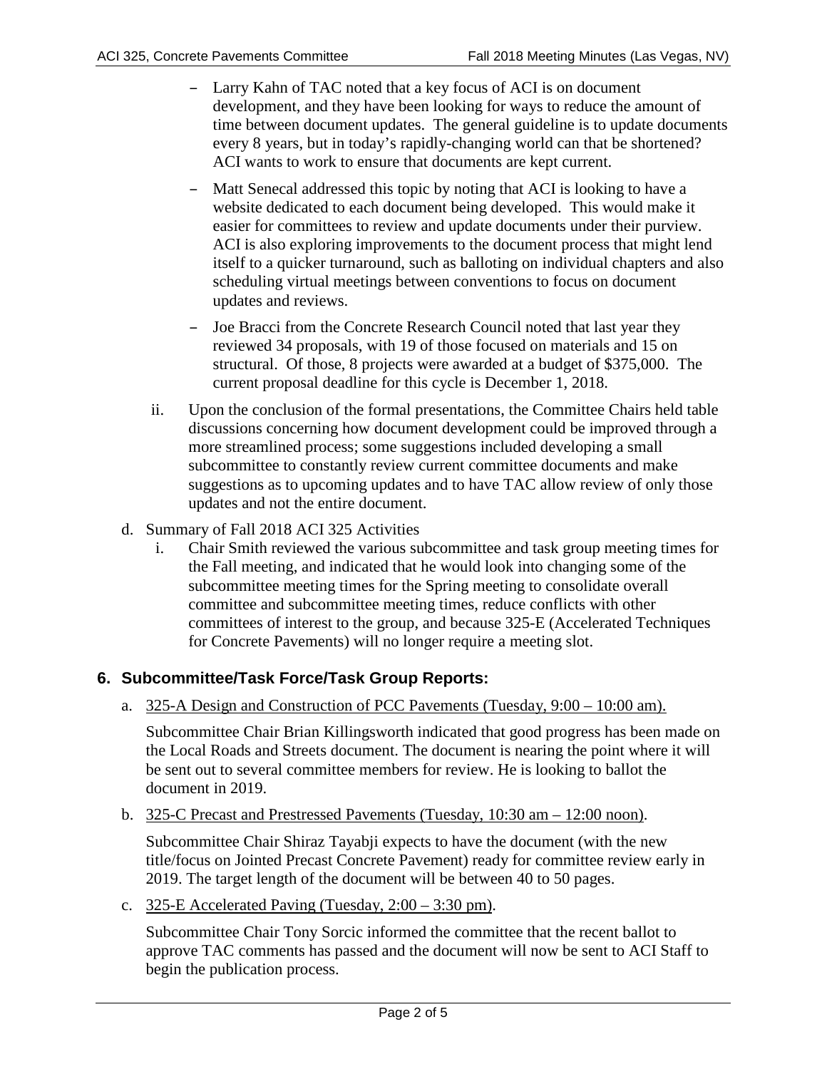- Larry Kahn of TAC noted that a key focus of ACI is on document development, and they have been looking for ways to reduce the amount of time between document updates. The general guideline is to update documents every 8 years, but in today's rapidly-changing world can that be shortened? ACI wants to work to ensure that documents are kept current.
- Matt Senecal addressed this topic by noting that ACI is looking to have a website dedicated to each document being developed. This would make it easier for committees to review and update documents under their purview. ACI is also exploring improvements to the document process that might lend itself to a quicker turnaround, such as balloting on individual chapters and also scheduling virtual meetings between conventions to focus on document updates and reviews.
- Joe Bracci from the Concrete Research Council noted that last year they reviewed 34 proposals, with 19 of those focused on materials and 15 on structural. Of those, 8 projects were awarded at a budget of $375,000. The current proposal deadline for this cycle is December 1, 2018.

ii. Upon the conclusion of the formal presentations, the Committee Chairs held table discussions concerning how document development could be improved through a more streamlined process; some suggestions included developing a small subcommittee to constantly review current committee documents and make suggestions as to upcoming updates and to have TAC allow review of only those updates and not the entire document.

d. Summary of Fall 2018 ACI 325 Activities

i. Chair Smith reviewed the various subcommittee and task group meeting times for the Fall meeting, and indicated that he would look into changing some of the subcommittee meeting times for the Spring meeting to consolidate overall committee and subcommittee meeting times, reduce conflicts with other committees of interest to the group, and because 325-E (Accelerated Techniques for Concrete Pavements) will no longer require a meeting slot.

## 6. Subcommittee/Task Force/Task Group Reports:

a. 325-A Design and Construction of PCC Pavements (Tuesday, 9:00 – 10:00 am).

Subcommittee Chair Brian Killingsworth indicated that good progress has been made on the Local Roads and Streets document. The document is nearing the point where it will be sent out to several committee members for review. He is looking to ballot the document in 2019.

b. 325-C Precast and Prestressed Pavements (Tuesday, 10:30 am – 12:00 noon).

Subcommittee Chair Shiraz Tayabji expects to have the document (with the new title/focus on Jointed Precast Concrete Pavement) ready for committee review early in 2019. The target length of the document will be between 40 to 50 pages.

c. 325-E Accelerated Paving (Tuesday, 2:00 – 3:30 pm).

Subcommittee Chair Tony Sorcic informed the committee that the recent ballot to approve TAC comments has passed and the document will now be sent to ACI Staff to begin the publication process.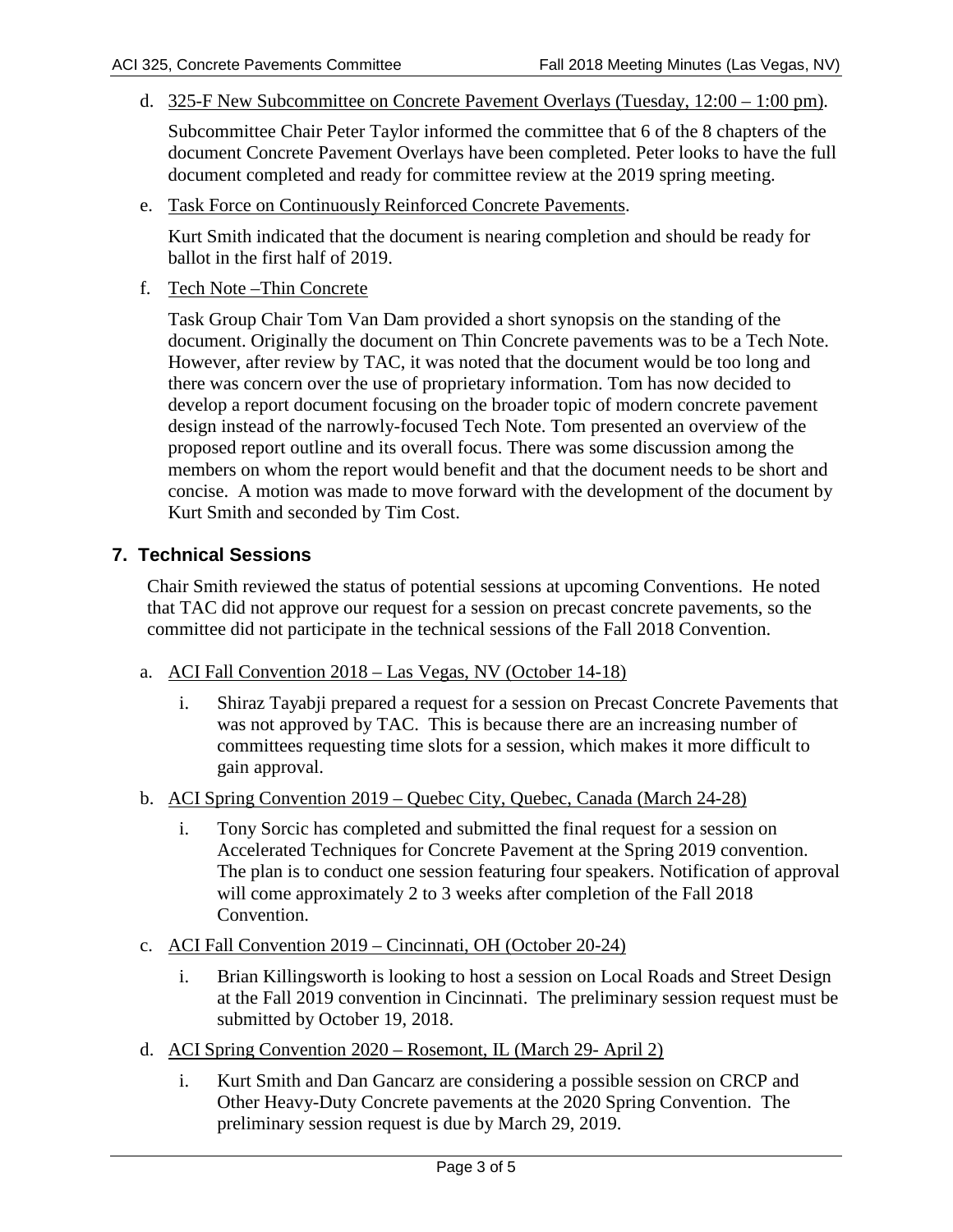d. 325-F New Subcommittee on Concrete Pavement Overlays (Tuesday, 12:00 – 1:00 pm).

   Subcommittee Chair Peter Taylor informed the committee that 6 of the 8 chapters of the document Concrete Pavement Overlays have been completed. Peter looks to have the full document completed and ready for committee review at the 2019 spring meeting.

e. Task Force on Continuously Reinforced Concrete Pavements.

   Kurt Smith indicated that the document is nearing completion and should be ready for ballot in the first half of 2019.

f. Tech Note –Thin Concrete

   Task Group Chair Tom Van Dam provided a short synopsis on the standing of the document. Originally the document on Thin Concrete pavements was to be a Tech Note. However, after review by TAC, it was noted that the document would be too long and there was concern over the use of proprietary information. Tom has now decided to develop a report document focusing on the broader topic of modern concrete pavement design instead of the narrowly-focused Tech Note. Tom presented an overview of the proposed report outline and its overall focus. There was some discussion among the members on whom the report would benefit and that the document needs to be short and concise. A motion was made to move forward with the development of the document by Kurt Smith and seconded by Tim Cost.

## 7. Technical Sessions

Chair Smith reviewed the status of potential sessions at upcoming Conventions. He noted that TAC did not approve our request for a session on precast concrete pavements, so the committee did not participate in the technical sessions of the Fall 2018 Convention.

a. ACI Fall Convention 2018 – Las Vegas, NV (October 14-18)

   i. Shiraz Tayabji prepared a request for a session on Precast Concrete Pavements that was not approved by TAC. This is because there are an increasing number of committees requesting time slots for a session, which makes it more difficult to gain approval.

b. ACI Spring Convention 2019 – Quebec City, Quebec, Canada (March 24-28)

   i. Tony Sorcic has completed and submitted the final request for a session on Accelerated Techniques for Concrete Pavement at the Spring 2019 convention. The plan is to conduct one session featuring four speakers. Notification of approval will come approximately 2 to 3 weeks after completion of the Fall 2018 Convention.

c. ACI Fall Convention 2019 – Cincinnati, OH (October 20-24)

   i. Brian Killingsworth is looking to host a session on Local Roads and Street Design at the Fall 2019 convention in Cincinnati. The preliminary session request must be submitted by October 19, 2018.

d. ACI Spring Convention 2020 – Rosemont, IL (March 29- April 2)

   i. Kurt Smith and Dan Gancarz are considering a possible session on CRCP and Other Heavy-Duty Concrete pavements at the 2020 Spring Convention. The preliminary session request is due by March 29, 2019.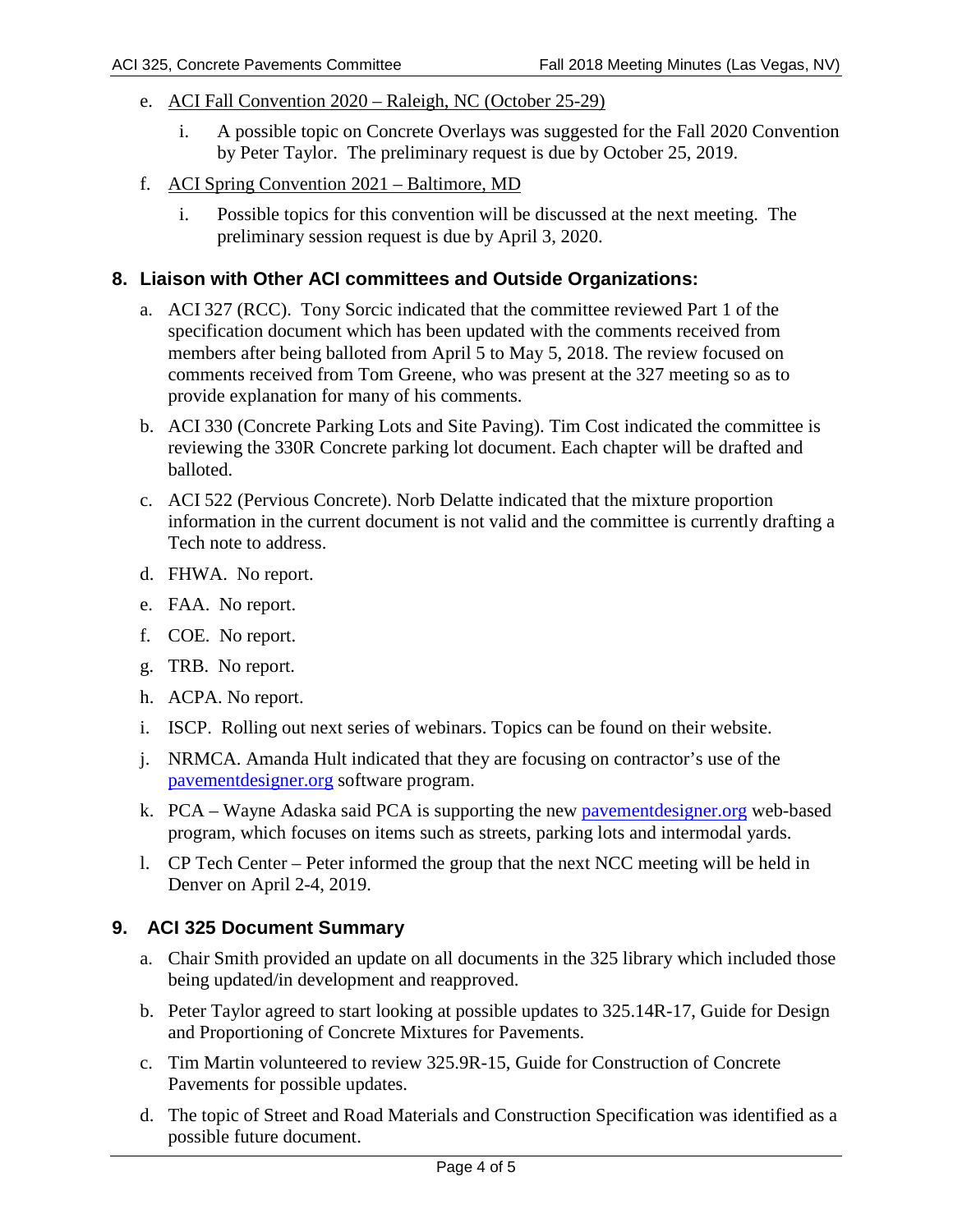e. ACI Fall Convention 2020 – Raleigh, NC (October 25-29)

   i. A possible topic on Concrete Overlays was suggested for the Fall 2020 Convention by Peter Taylor. The preliminary request is due by October 25, 2019.

f. ACI Spring Convention 2021 – Baltimore, MD

   i. Possible topics for this convention will be discussed at the next meeting. The preliminary session request is due by April 3, 2020.

## 8. Liaison with Other ACI committees and Outside Organizations:

a. ACI 327 (RCC). Tony Sorcic indicated that the committee reviewed Part 1 of the specification document which has been updated with the comments received from members after being balloted from April 5 to May 5, 2018. The review focused on comments received from Tom Greene, who was present at the 327 meeting so as to provide explanation for many of his comments.

b. ACI 330 (Concrete Parking Lots and Site Paving). Tim Cost indicated the committee is reviewing the 330R Concrete parking lot document. Each chapter will be drafted and balloted.

c. ACI 522 (Pervious Concrete). Norb Delatte indicated that the mixture proportion information in the current document is not valid and the committee is currently drafting a Tech note to address.

d. FHWA. No report.

e. FAA. No report.

f. COE. No report.

g. TRB. No report.

h. ACPA. No report.

i. ISCP. Rolling out next series of webinars. Topics can be found on their website.

j. NRMCA. Amanda Hult indicated that they are focusing on contractor's use of the pavementdesigner.org software program.

k. PCA – Wayne Adaska said PCA is supporting the new pavementdesigner.org web-based program, which focuses on items such as streets, parking lots and intermodal yards.

l. CP Tech Center – Peter informed the group that the next NCC meeting will be held in Denver on April 2-4, 2019.

## 9. ACI 325 Document Summary

a. Chair Smith provided an update on all documents in the 325 library which included those being updated/in development and reapproved.

b. Peter Taylor agreed to start looking at possible updates to 325.14R-17, Guide for Design and Proportioning of Concrete Mixtures for Pavements.

c. Tim Martin volunteered to review 325.9R-15, Guide for Construction of Concrete Pavements for possible updates.

d. The topic of Street and Road Materials and Construction Specification was identified as a possible future document.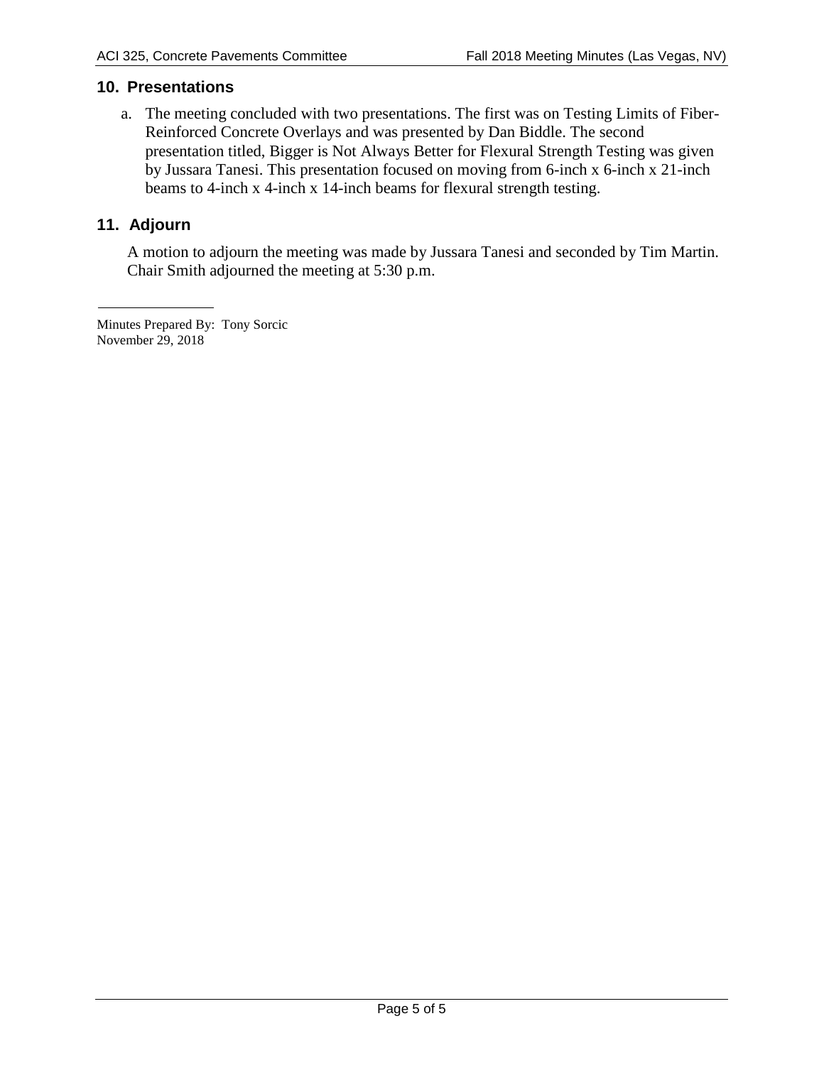## 10. Presentations

a. The meeting concluded with two presentations. The first was on Testing Limits of Fiber-Reinforced Concrete Overlays and was presented by Dan Biddle. The second presentation titled, Bigger is Not Always Better for Flexural Strength Testing was given by Jussara Tanesi. This presentation focused on moving from 6-inch x 6-inch x 21-inch beams to 4-inch x 4-inch x 14-inch beams for flexural strength testing.

## 11. Adjourn

A motion to adjourn the meeting was made by Jussara Tanesi and seconded by Tim Martin. Chair Smith adjourned the meeting at 5:30 p.m.

---

Minutes Prepared By: Tony Sorcic
November 29, 2018